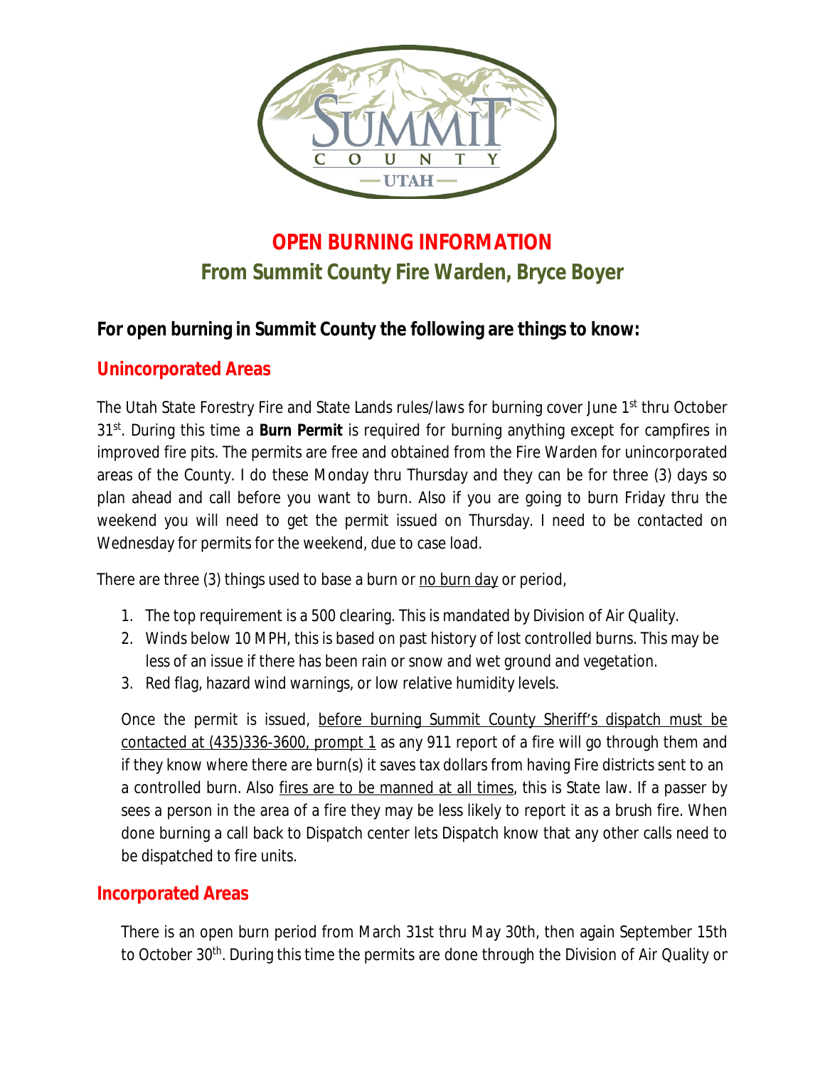# OPEN BURNING INFORMATION

## From Summit County Fire Warden, Bryce Boyer

### For open burning in Summit County the following are things to know:

### Unincorporated Areas

The Utah State Forestry Fire and State Lands rules/laws for burning cover June 1st thru October 31st. During this time a **Burn Permit** is required for burning anything except for campfires in improved fire pits. The permits are free and obtained from the Fire Warden for unincorporated areas of the County. I do these Monday thru Thursday and they can be for three (3) days so plan ahead and call before you want to burn. Also if you are going to burn Friday thru the weekend you will need to get the permit issued on Thursday. I need to be contacted on Wednesday for permits for the weekend, due to case load.

There are three (3) things used to base a burn or no burn day or period,

1. The top requirement is a 500 clearing. This is mandated by Division of Air Quality.
2. Winds below 10 MPH, this is based on past history of lost controlled burns. This may be less of an issue if there has been rain or snow and wet ground and vegetation.
3. Red flag, hazard wind warnings, or low relative humidity levels.

Once the permit is issued, before burning Summit County Sheriff's dispatch must be contacted at (435)336-3600, prompt 1 as any 911 report of a fire will go through them and if they know where there are burn(s) it saves tax dollars from having Fire districts sent to an a controlled burn. Also fires are to be manned at all times, this is State law. If a passer by sees a person in the area of a fire they may be less likely to report it as a brush fire. When done burning a call back to Dispatch center lets Dispatch know that any other calls need to be dispatched to fire units.

### Incorporated Areas

There is an open burn period from March 31st thru May 30th, then again September 15th to October 30th. During this time the permits are done through the Division of Air Quality or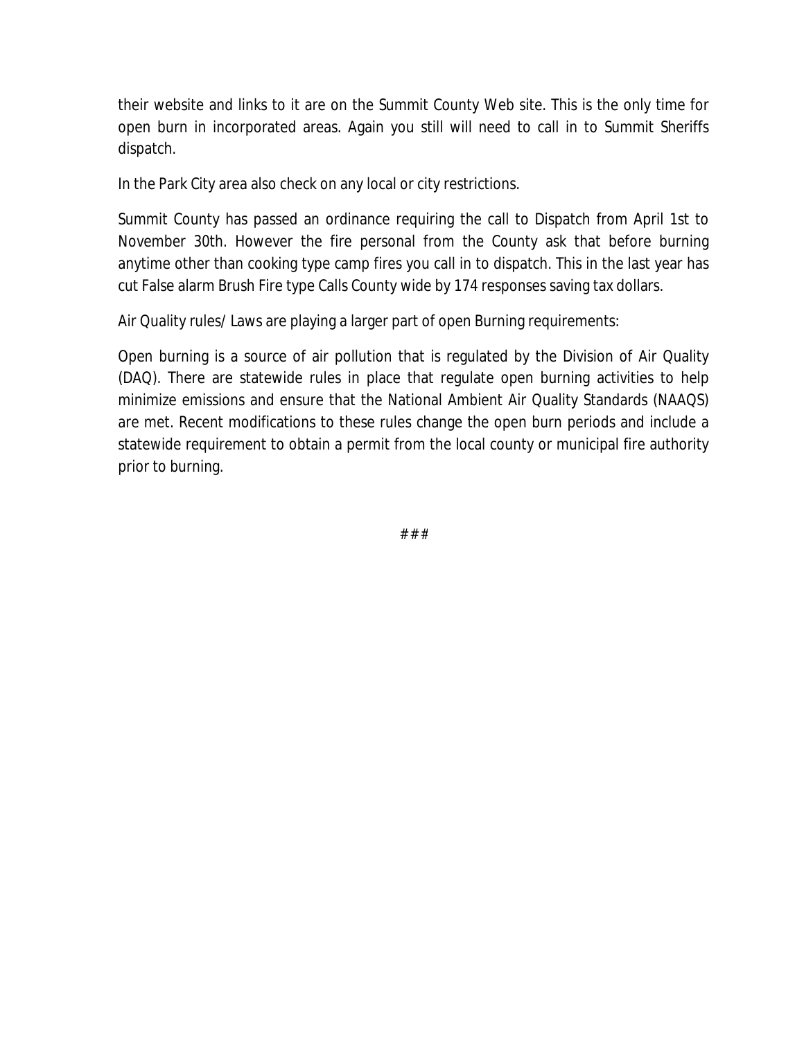their website and links to it are on the Summit County Web site. This is the only time for open burn in incorporated areas. Again you still will need to call in to Summit Sheriffs dispatch.

In the Park City area also check on any local or city restrictions.

Summit County has passed an ordinance requiring the call to Dispatch from April 1st to November 30th. However the fire personal from the County ask that before burning anytime other than cooking type camp fires you call in to dispatch. This in the last year has cut False alarm Brush Fire type Calls County wide by 174 responses saving tax dollars.

Air Quality rules/ Laws are playing a larger part of open Burning requirements:

Open burning is a source of air pollution that is regulated by the Division of Air Quality (DAQ). There are statewide rules in place that regulate open burning activities to help minimize emissions and ensure that the National Ambient Air Quality Standards (NAAQS) are met. Recent modifications to these rules change the open burn periods and include a statewide requirement to obtain a permit from the local county or municipal fire authority prior to burning.

###